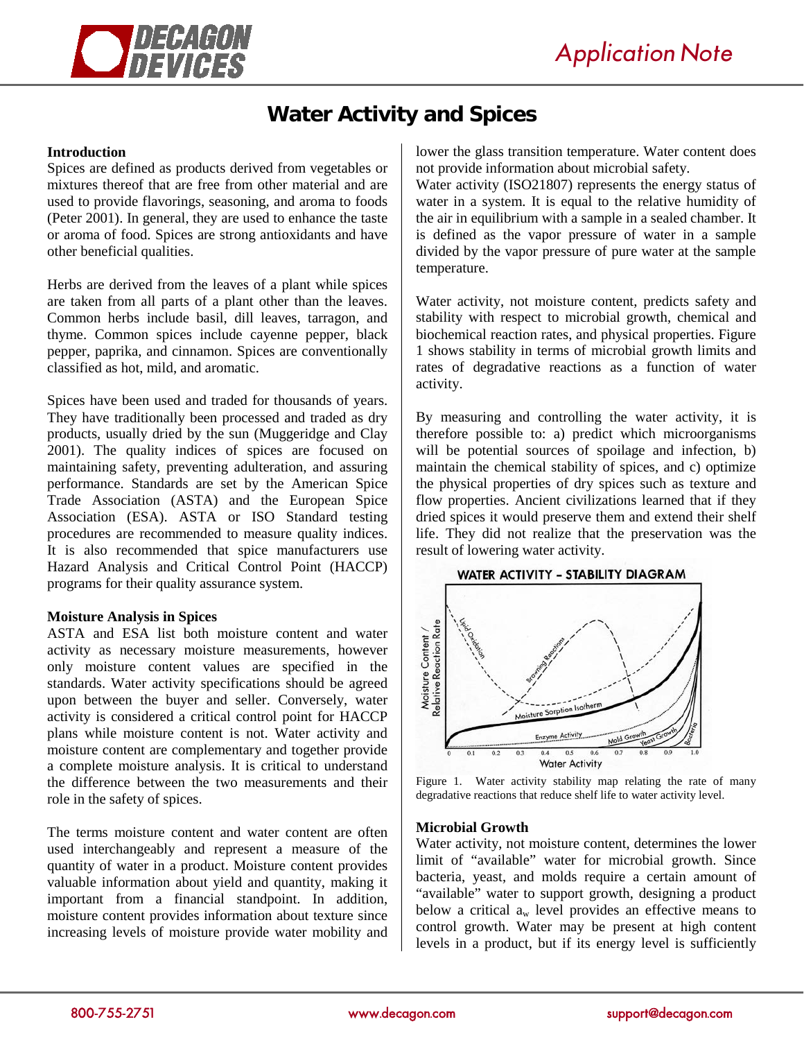# Water Activity and Spices

## Introduction

Spices are defined as products derived from vegetables or mixtures thereof that are free from other material and are used to provide flavorings, seasoning, and aroma to foods (Peter 2001). In general, they are used to enhance the taste or aroma of food. Spices are strong antioxidants and have other beneficial qualities.

Herbs are derived from the leaves of a plant while spices are taken from all parts of a plant other than the leaves. Common herbs include basil, dill leaves, tarragon, and thyme. Common spices include cayenne pepper, black pepper, paprika, and cinnamon. Spices are conventionally classified as hot, mild, and aromatic.

Spices have been used and traded for thousands of years. They have traditionally been processed and traded as dry products, usually dried by the sun (Muggeridge and Clay 2001). The quality indices of spices are focused on maintaining safety, preventing adulteration, and assuring performance. Standards are set by the American Spice Trade Association (ASTA) and the European Spice Association (ESA). ASTA or ISO Standard testing procedures are recommended to measure quality indices. It is also recommended that spice manufacturers use Hazard Analysis and Critical Control Point (HACCP) programs for their quality assurance system.

## Moisture Analysis in Spices

ASTA and ESA list both moisture content and water activity as necessary moisture measurements, however only moisture content values are specified in the standards. Water activity specifications should be agreed upon between the buyer and seller. Conversely, water activity is considered a critical control point for HACCP plans while moisture content is not. Water activity and moisture content are complementary and together provide a complete moisture analysis. It is critical to understand the difference between the two measurements and their role in the safety of spices.

The terms moisture content and water content are often used interchangeably and represent a measure of the quantity of water in a product. Moisture content provides valuable information about yield and quantity, making it important from a financial standpoint. In addition, moisture content provides information about texture since increasing levels of moisture provide water mobility and lower the glass transition temperature. Water content does not provide information about microbial safety.

Water activity (ISO21807) represents the energy status of water in a system. It is equal to the relative humidity of the air in equilibrium with a sample in a sealed chamber. It is defined as the vapor pressure of water in a sample divided by the vapor pressure of pure water at the sample temperature.

Water activity, not moisture content, predicts safety and stability with respect to microbial growth, chemical and biochemical reaction rates, and physical properties. Figure 1 shows stability in terms of microbial growth limits and rates of degradative reactions as a function of water activity.

By measuring and controlling the water activity, it is therefore possible to: a) predict which microorganisms will be potential sources of spoilage and infection, b) maintain the chemical stability of spices, and c) optimize the physical properties of dry spices such as texture and flow properties. Ancient civilizations learned that if they dried spices it would preserve them and extend their shelf life. They did not realize that the preservation was the result of lowering water activity.

Figure 1. Water activity stability map relating the rate of many degradative reactions that reduce shelf life to water activity level.

## Microbial Growth

Water activity, not moisture content, determines the lower limit of "available" water for microbial growth. Since bacteria, yeast, and molds require a certain amount of "available" water to support growth, designing a product below a critical $a_w$ level provides an effective means to control growth. Water may be present at high content levels in a product, but if its energy level is sufficiently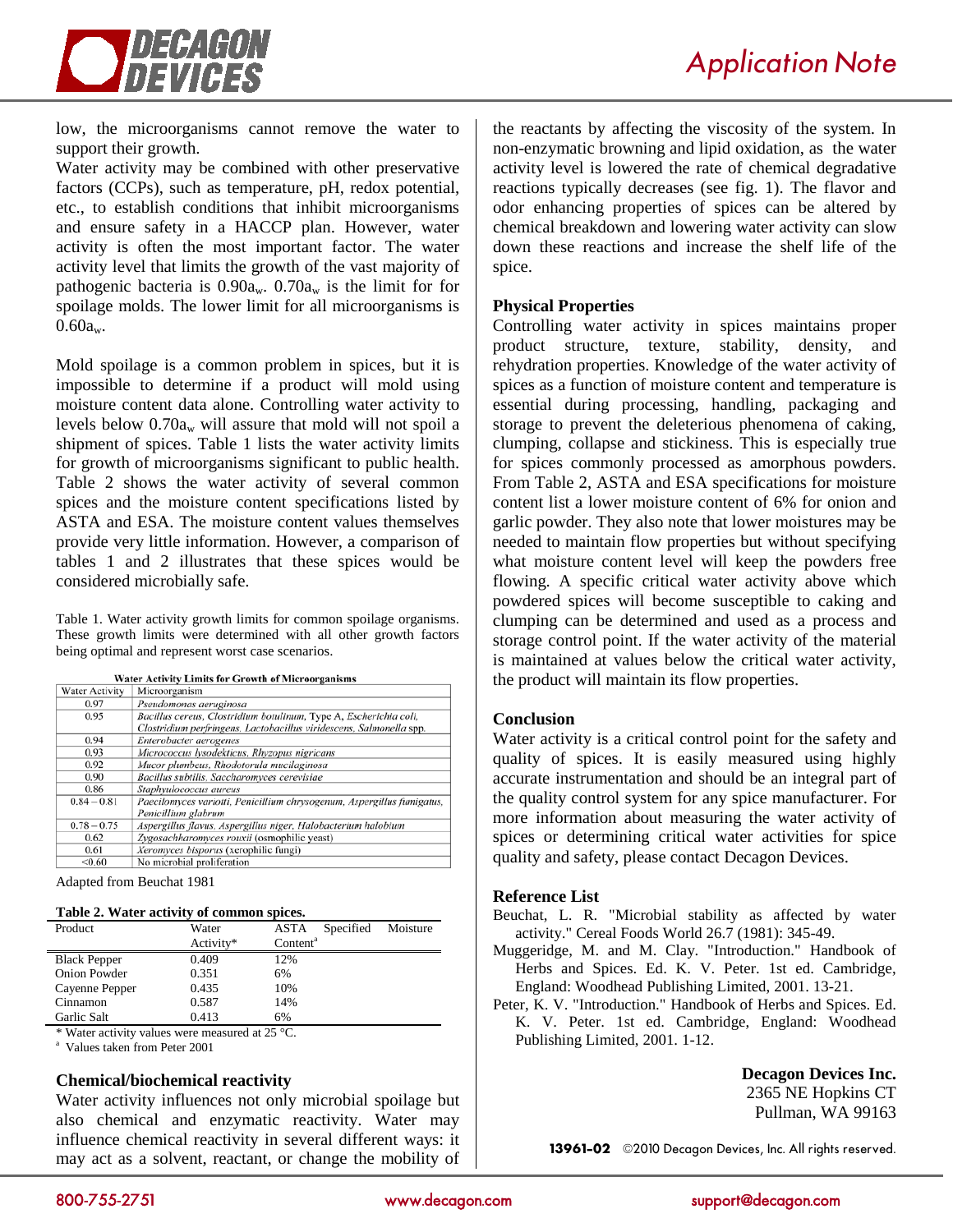low, the microorganisms cannot remove the water to support their growth.

Water activity may be combined with other preservative factors (CCPs), such as temperature, pH, redox potential, etc., to establish conditions that inhibit microorganisms and ensure safety in a HACCP plan. However, water activity is often the most important factor. The water activity level that limits the growth of the vast majority of pathogenic bacteria is $0.90a_w$. $0.70a_w$ is the limit for for spoilage molds. The lower limit for all microorganisms is $0.60a_w$.

Mold spoilage is a common problem in spices, but it is impossible to determine if a product will mold using moisture content data alone. Controlling water activity to levels below $0.70a_w$ will assure that mold will not spoil a shipment of spices. Table 1 lists the water activity limits for growth of microorganisms significant to public health. Table 2 shows the water activity of several common spices and the moisture content specifications listed by ASTA and ESA. The moisture content values themselves provide very little information. However, a comparison of tables 1 and 2 illustrates that these spices would be considered microbially safe.

Table 1. Water activity growth limits for common spoilage organisms. These growth limits were determined with all other growth factors being optimal and represent worst case scenarios.

**Water Activity Limits for Growth of Microorganisms**

| Water Activity | Microorganism |
|---|---|
| 0.97 | *Pseudomonas aeruginosa* |
| 0.95 | *Bacillus cereus, Clostridium botulinum*, Type A, *Escherichia coli, Clostridium perfringens, Lactobacillus viridescens, Salmonella* spp. |
| 0.94 | *Enterobacter aerogenes* |
| 0.93 | *Micrococcus lysodekticus, Rhyzopus nigricans* |
| 0.92 | *Mucor plumbeus, Rhodotorula mucilaginosa* |
| 0.90 | *Bacillus subtilis, Saccharomyces cerevisiae* |
| 0.86 | *Staphylococcus aureus* |
| 0.84 – 0.81 | *Paecilomyces variotti, Penicillium chrysogenum, Aspergillus fumigatus, Penicillium glabrum* |
| 0.78 – 0.75 | *Aspergillus flavus, Aspergillus niger, Halobacterium halobium* |
| 0.62 | *Zygosachharomyces rouxii* (osmophilic yeast) |
| 0.61 | *Xeromyces bisporus* (xerophilic fungi) |
| <0.60 | No microbial proliferation |

Adapted from Beuchat 1981

**Table 2. Water activity of common spices.**

| Product | Water Activity* | ASTA Specified Moisture Content[a] |
|---|---|---|
| Black Pepper | 0.409 | 12% |
| Onion Powder | 0.351 | 6% |
| Cayenne Pepper | 0.435 | 10% |
| Cinnamon | 0.587 | 14% |
| Garlic Salt | 0.413 | 6% |

\* Water activity values were measured at 25 °C.
[a] Values taken from Peter 2001

## Chemical/biochemical reactivity

Water activity influences not only microbial spoilage but also chemical and enzymatic reactivity. Water may influence chemical reactivity in several different ways: it may act as a solvent, reactant, or change the mobility of the reactants by affecting the viscosity of the system. In non-enzymatic browning and lipid oxidation, as the water activity level is lowered the rate of chemical degradative reactions typically decreases (see fig. 1). The flavor and odor enhancing properties of spices can be altered by chemical breakdown and lowering water activity can slow down these reactions and increase the shelf life of the spice.

## Physical Properties

Controlling water activity in spices maintains proper product structure, texture, stability, density, and rehydration properties. Knowledge of the water activity of spices as a function of moisture content and temperature is essential during processing, handling, packaging and storage to prevent the deleterious phenomena of caking, clumping, collapse and stickiness. This is especially true for spices commonly processed as amorphous powders. From Table 2, ASTA and ESA specifications for moisture content list a lower moisture content of 6% for onion and garlic powder. They also note that lower moistures may be needed to maintain flow properties but without specifying what moisture content level will keep the powders free flowing. A specific critical water activity above which powdered spices will become susceptible to caking and clumping can be determined and used as a process and storage control point. If the water activity of the material is maintained at values below the critical water activity, the product will maintain its flow properties.

## Conclusion

Water activity is a critical control point for the safety and quality of spices. It is easily measured using highly accurate instrumentation and should be an integral part of the quality control system for any spice manufacturer. For more information about measuring the water activity of spices or determining critical water activities for spice quality and safety, please contact Decagon Devices.

## Reference List

Beuchat, L. R. "Microbial stability as affected by water activity." Cereal Foods World 26.7 (1981): 345-49.

Muggeridge, M. and M. Clay. "Introduction." Handbook of Herbs and Spices. Ed. K. V. Peter. 1st ed. Cambridge, England: Woodhead Publishing Limited, 2001. 13-21.

Peter, K. V. "Introduction." Handbook of Herbs and Spices. Ed. K. V. Peter. 1st ed. Cambridge, England: Woodhead Publishing Limited, 2001. 1-12.

**Decagon Devices Inc.**
2365 NE Hopkins CT
Pullman, WA 99163

**13961-02** ©2010 Decagon Devices, Inc. All rights reserved.